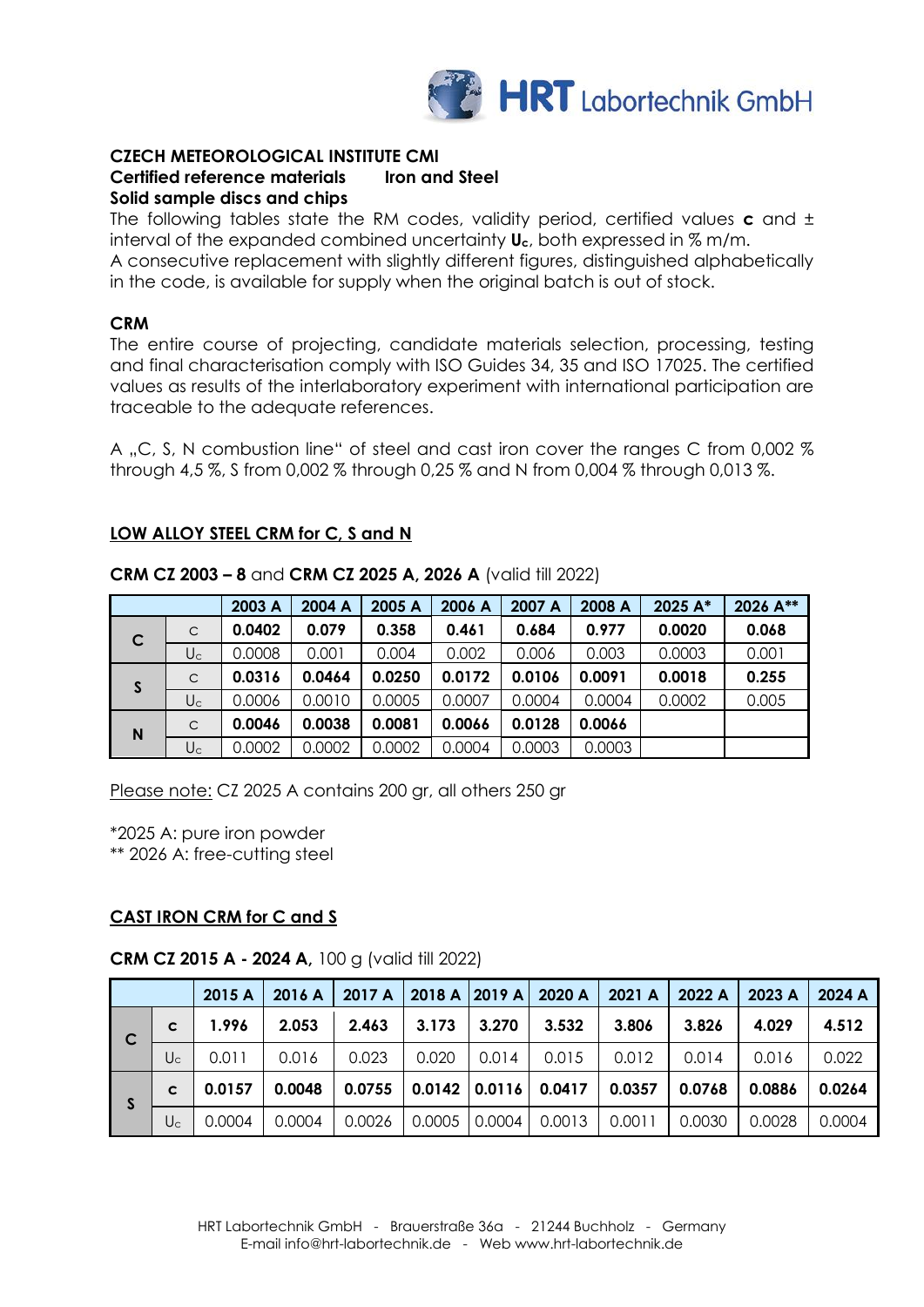**CZECH METEOROLOGICAL INSTITUTE CMI**
**Certified reference materials   Iron and Steel**
**Solid sample discs and chips**

The following tables state the RM codes, validity period, certified values **c** and ± interval of the expanded combined uncertainty $\mathbf{U_c}$, both expressed in % m/m.
A consecutive replacement with slightly different figures, distinguished alphabetically in the code, is available for supply when the original batch is out of stock.

**CRM**

The entire course of projecting, candidate materials selection, processing, testing and final characterisation comply with ISO Guides 34, 35 and ISO 17025. The certified values as results of the interlaboratory experiment with international participation are traceable to the adequate references.

A „C, S, N combustion line" of steel and cast iron cover the ranges C from 0,002 % through 4,5 %, S from 0,002 % through 0,25 % and N from 0,004 % through 0,013 %.

## <u>LOW ALLOY STEEL CRM for C, S and N</u>

**CRM CZ 2003 – 8** and **CRM CZ 2025 A, 2026 A** (valid till 2022)

| | | 2003 A | 2004 A | 2005 A | 2006 A | 2007 A | 2008 A | 2025 A* | 2026 A** |
|---|---|---|---|---|---|---|---|---|---|
| **C** | c | **0.0402** | **0.079** | **0.358** | **0.461** | **0.684** | **0.977** | **0.0020** | **0.068** |
| | $U_c$ | 0.0008 | 0.001 | 0.004 | 0.002 | 0.006 | 0.003 | 0.0003 | 0.001 |
| **S** | c | **0.0316** | **0.0464** | **0.0250** | **0.0172** | **0.0106** | **0.0091** | **0.0018** | **0.255** |
| | $U_c$ | 0.0006 | 0.0010 | 0.0005 | 0.0007 | 0.0004 | 0.0004 | 0.0002 | 0.005 |
| **N** | c | **0.0046** | **0.0038** | **0.0081** | **0.0066** | **0.0128** | **0.0066** | | |
| | $U_c$ | 0.0002 | 0.0002 | 0.0002 | 0.0004 | 0.0003 | 0.0003 | | |

<u>Please note:</u> CZ 2025 A contains 200 gr, all others 250 gr

*2025 A: pure iron powder
** 2026 A: free-cutting steel

## <u>CAST IRON CRM for C and S</u>

**CRM CZ 2015 A - 2024 A,** 100 g (valid till 2022)

| | | 2015 A | 2016 A | 2017 A | 2018 A | 2019 A | 2020 A | 2021 A | 2022 A | 2023 A | 2024 A |
|---|---|---|---|---|---|---|---|---|---|---|---|
| **C** | **c** | **1.996** | **2.053** | **2.463** | **3.173** | **3.270** | **3.532** | **3.806** | **3.826** | **4.029** | **4.512** |
| | $U_c$ | 0.011 | 0.016 | 0.023 | 0.020 | 0.014 | 0.015 | 0.012 | 0.014 | 0.016 | 0.022 |
| **S** | **c** | **0.0157** | **0.0048** | **0.0755** | **0.0142** | **0.0116** | **0.0417** | **0.0357** | **0.0768** | **0.0886** | **0.0264** |
| | $U_c$ | 0.0004 | 0.0004 | 0.0026 | 0.0005 | 0.0004 | 0.0013 | 0.0011 | 0.0030 | 0.0028 | 0.0004 |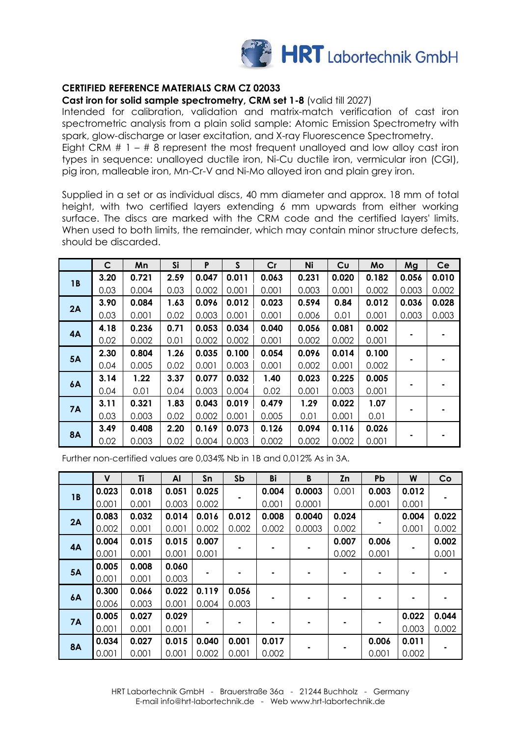HRT Labortechnik GmbH

**CERTIFIED REFERENCE MATERIALS CRM CZ 02033**

**Cast iron for solid sample spectrometry, CRM set 1-8** (valid till 2027)

Intended for calibration, validation and matrix-match verification of cast iron spectrometric analysis from a plain solid sample: Atomic Emission Spectrometry with spark, glow-discharge or laser excitation, and X-ray Fluorescence Spectrometry.

Eight CRM # 1 – # 8 represent the most frequent unalloyed and low alloy cast iron types in sequence: unalloyed ductile iron, Ni-Cu ductile iron, vermicular iron (CGI), pig iron, malleable iron, Mn-Cr-V and Ni-Mo alloyed iron and plain grey iron.

Supplied in a set or as individual discs, 40 mm diameter and approx. 18 mm of total height, with two certified layers extending 6 mm upwards from either working surface. The discs are marked with the CRM code and the certified layers' limits. When used to both limits, the remainder, which may contain minor structure defects, should be discarded.

| | C | Mn | Si | P | S | Cr | Ni | Cu | Mo | Mg | Ce |
|---|---|---|---|---|---|---|---|---|---|---|---|
| **1B** | **3.20** | **0.721** | **2.59** | **0.047** | **0.011** | **0.063** | **0.231** | **0.020** | **0.182** | **0.056** | **0.010** |
| | 0.03 | 0.004 | 0.03 | 0.002 | 0.001 | 0.001 | 0.003 | 0.001 | 0.002 | 0.003 | 0.002 |
| **2A** | **3.90** | **0.084** | **1.63** | **0.096** | **0.012** | **0.023** | **0.594** | **0.84** | **0.012** | **0.036** | **0.028** |
| | 0.03 | 0.001 | 0.02 | 0.003 | 0.001 | 0.001 | 0.006 | 0.01 | 0.001 | 0.003 | 0.003 |
| **4A** | **4.18** | **0.236** | **0.71** | **0.053** | **0.034** | **0.040** | **0.056** | **0.081** | **0.002** | - | - |
| | 0.02 | 0.002 | 0.01 | 0.002 | 0.002 | 0.001 | 0.002 | 0.002 | 0.001 | | |
| **5A** | **2.30** | **0.804** | **1.26** | **0.035** | **0.100** | **0.054** | **0.096** | **0.014** | **0.100** | - | - |
| | 0.04 | 0.005 | 0.02 | 0.001 | 0.003 | 0.001 | 0.002 | 0.001 | 0.002 | | |
| **6A** | **3.14** | **1.22** | **3.37** | **0.077** | **0.032** | **1.40** | **0.023** | **0.225** | **0.005** | - | - |
| | 0.04 | 0.01 | 0.04 | 0.003 | 0.004 | 0.02 | 0.001 | 0.003 | 0.001 | | |
| **7A** | **3.11** | **0.321** | **1.83** | **0.043** | **0.019** | **0.479** | **1.29** | **0.022** | **1.07** | - | - |
| | 0.03 | 0.003 | 0.02 | 0.002 | 0.001 | 0.005 | 0.01 | 0.001 | 0.01 | | |
| **8A** | **3.49** | **0.408** | **2.20** | **0.169** | **0.073** | **0.126** | **0.094** | **0.116** | **0.026** | - | - |
| | 0.02 | 0.003 | 0.02 | 0.004 | 0.003 | 0.002 | 0.002 | 0.002 | 0.001 | | |

Further non-certified values are 0,034% Nb in 1B and 0,012% As in 3A.

| | V | Ti | Al | Sn | Sb | Bi | B | Zn | Pb | W | Co |
|---|---|---|---|---|---|---|---|---|---|---|---|
| **1B** | **0.023** | **0.018** | **0.051** | **0.025** | - | **0.004** | **0.0003** | 0.001 | **0.003** | **0.012** | - |
| | 0.001 | 0.001 | 0.003 | 0.002 | | 0.001 | 0.0001 | | 0.001 | 0.001 | |
| **2A** | **0.083** | **0.032** | **0.014** | **0.016** | **0.012** | **0.008** | **0.0040** | **0.024** | - | **0.004** | **0.022** |
| | 0.002 | 0.001 | 0.001 | 0.002 | 0.002 | 0.002 | 0.0003 | 0.002 | | 0.001 | 0.002 |
| **4A** | **0.004** | **0.015** | **0.015** | **0.007** | - | - | - | **0.007** | **0.006** | - | **0.002** |
| | 0.001 | 0.001 | 0.001 | 0.001 | | | | 0.002 | 0.001 | | 0.001 |
| **5A** | **0.005** | **0.008** | **0.060** | - | - | - | - | - | - | - | - |
| | 0.001 | 0.001 | 0.003 | | | | | | | | |
| **6A** | **0.300** | **0.066** | **0.022** | **0.119** | **0.056** | - | - | - | - | - | - |
| | 0.006 | 0.003 | 0.001 | 0.004 | 0.003 | | | | | | |
| **7A** | **0.005** | **0.027** | **0.029** | - | - | - | - | - | - | **0.022** | **0.044** |
| | 0.001 | 0.001 | 0.001 | | | | | | | 0.003 | 0.002 |
| **8A** | **0.034** | **0.027** | **0.015** | **0.040** | **0.001** | **0.017** | - | - | **0.006** | **0.011** | - |
| | 0.001 | 0.001 | 0.001 | 0.002 | 0.001 | 0.002 | | | 0.001 | 0.002 | |

HRT Labortechnik GmbH - Brauerstraße 36a - 21244 Buchholz - Germany
E-mail info@hrt-labortechnik.de - Web www.hrt-labortechnik.de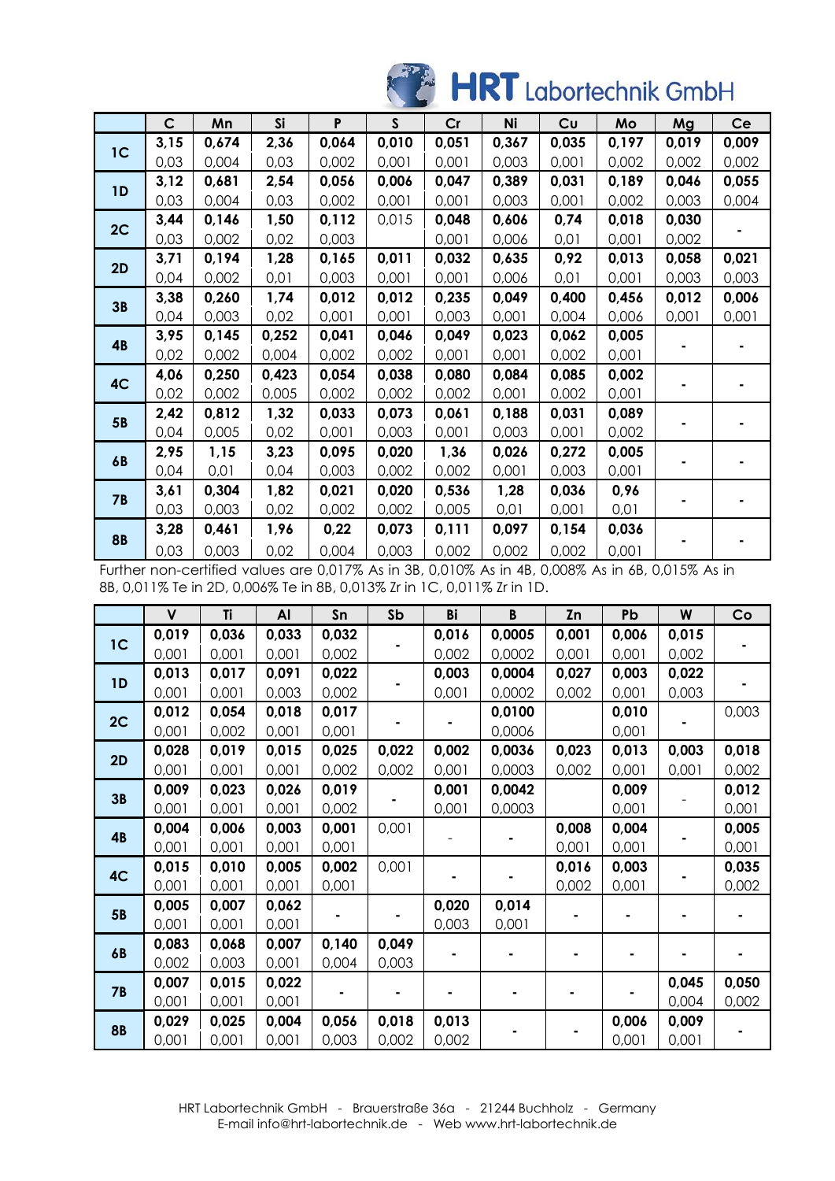| | C | Mn | Si | P | S | Cr | Ni | Cu | Mo | Mg | Ce |
|---|---|---|---|---|---|---|---|---|---|---|---|
| 1C | **3,15** | **0,674** | **2,36** | **0,064** | **0,010** | **0,051** | **0,367** | **0,035** | **0,197** | **0,019** | **0,009** |
| | 0,03 | 0,004 | 0,03 | 0,002 | 0,001 | 0,001 | 0,003 | 0,001 | 0,002 | 0,002 | 0,002 |
| 1D | **3,12** | **0,681** | **2,54** | **0,056** | **0,006** | **0,047** | **0,389** | **0,031** | **0,189** | **0,046** | **0,055** |
| | 0,03 | 0,004 | 0,03 | 0,002 | 0,001 | 0,001 | 0,003 | 0,001 | 0,002 | 0,003 | 0,004 |
| 2C | **3,44** | **0,146** | **1,50** | **0,112** | 0,015 | **0,048** | **0,606** | **0,74** | **0,018** | **0,030** | - |
| | 0,03 | 0,002 | 0,02 | 0,003 | | 0,001 | 0,006 | 0,01 | 0,001 | 0,002 | |
| 2D | **3,71** | **0,194** | **1,28** | **0,165** | **0,011** | **0,032** | **0,635** | **0,92** | **0,013** | **0,058** | **0,021** |
| | 0,04 | 0,002 | 0,01 | 0,003 | 0,001 | 0,001 | 0,006 | 0,01 | 0,001 | 0,003 | 0,003 |
| 3B | **3,38** | **0,260** | **1,74** | **0,012** | **0,012** | **0,235** | **0,049** | **0,400** | **0,456** | **0,012** | **0,006** |
| | 0,04 | 0,003 | 0,02 | 0,001 | 0,001 | 0,003 | 0,001 | 0,004 | 0,006 | 0,001 | 0,001 |
| 4B | **3,95** | **0,145** | **0,252** | **0,041** | **0,046** | **0,049** | **0,023** | **0,062** | **0,005** | - | - |
| | 0,02 | 0,002 | 0,004 | 0,002 | 0,002 | 0,001 | 0,001 | 0,002 | 0,001 | | |
| 4C | **4,06** | **0,250** | **0,423** | **0,054** | **0,038** | **0,080** | **0,084** | **0,085** | **0,002** | - | - |
| | 0,02 | 0,002 | 0,005 | 0,002 | 0,002 | 0,002 | 0,001 | 0,002 | 0,001 | | |
| 5B | **2,42** | **0,812** | **1,32** | **0,033** | **0,073** | **0,061** | **0,188** | **0,031** | **0,089** | - | - |
| | 0,04 | 0,005 | 0,02 | 0,001 | 0,003 | 0,001 | 0,003 | 0,001 | 0,002 | | |
| 6B | **2,95** | **1,15** | **3,23** | **0,095** | **0,020** | **1,36** | **0,026** | **0,272** | **0,005** | - | - |
| | 0,04 | 0,01 | 0,04 | 0,003 | 0,002 | 0,002 | 0,001 | 0,003 | 0,001 | | |
| 7B | **3,61** | **0,304** | **1,82** | **0,021** | **0,020** | **0,536** | **1,28** | **0,036** | **0,96** | - | - |
| | 0,03 | 0,003 | 0,02 | 0,002 | 0,002 | 0,005 | 0,01 | 0,001 | 0,01 | | |
| 8B | **3,28** | **0,461** | **1,96** | **0,22** | **0,073** | **0,111** | **0,097** | **0,154** | **0,036** | - | - |
| | 0,03 | 0,003 | 0,02 | 0,004 | 0,003 | 0,002 | 0,002 | 0,002 | 0,001 | | |

Further non-certified values are 0,017% As in 3B, 0,010% As in 4B, 0,008% As in 6B, 0,015% As in 8B, 0,011% Te in 2D, 0,006% Te in 8B, 0,013% Zr in 1C, 0,011% Zr in 1D.

| | V | Ti | Al | Sn | Sb | Bi | B | Zn | Pb | W | Co |
|---|---|---|---|---|---|---|---|---|---|---|---|
| 1C | **0,019** | **0,036** | **0,033** | **0,032** | - | **0,016** | **0,0005** | **0,001** | **0,006** | **0,015** | - |
| | 0,001 | 0,001 | 0,001 | 0,002 | | 0,002 | 0,0002 | 0,001 | 0,001 | 0,002 | |
| 1D | **0,013** | **0,017** | **0,091** | **0,022** | - | **0,003** | **0,0004** | **0,027** | **0,003** | **0,022** | - |
| | 0,001 | 0,001 | 0,003 | 0,002 | | 0,001 | 0,0002 | 0,002 | 0,001 | 0,003 | |
| 2C | **0,012** | **0,054** | **0,018** | **0,017** | - | - | **0,0100** | | **0,010** | - | 0,003 |
| | 0,001 | 0,002 | 0,001 | 0,001 | | | 0,0006 | | 0,001 | | |
| 2D | **0,028** | **0,019** | **0,015** | **0,025** | **0,022** | **0,002** | **0,0036** | **0,023** | **0,013** | **0,003** | **0,018** |
| | 0,001 | 0,001 | 0,001 | 0,002 | 0,002 | 0,001 | 0,0003 | 0,002 | 0,001 | 0,001 | 0,002 |
| 3B | **0,009** | **0,023** | **0,026** | **0,019** | - | **0,001** | **0,0042** | | **0,009** | - | **0,012** |
| | 0,001 | 0,001 | 0,001 | 0,002 | | 0,001 | 0,0003 | | 0,001 | | 0,001 |
| 4B | **0,004** | **0,006** | **0,003** | **0,001** | 0,001 | - | - | **0,008** | **0,004** | - | **0,005** |
| | 0,001 | 0,001 | 0,001 | 0,001 | | | | 0,001 | 0,001 | | 0,001 |
| 4C | **0,015** | **0,010** | **0,005** | **0,002** | 0,001 | - | - | **0,016** | **0,003** | - | **0,035** |
| | 0,001 | 0,001 | 0,001 | 0,001 | | | | 0,002 | 0,001 | | 0,002 |
| 5B | **0,005** | **0,007** | **0,062** | - | - | **0,020** | **0,014** | - | - | - | - |
| | 0,001 | 0,001 | 0,001 | | | 0,003 | 0,001 | | | | |
| 6B | **0,083** | **0,068** | **0,007** | **0,140** | **0,049** | - | - | - | - | - | - |
| | 0,002 | 0,003 | 0,001 | 0,004 | 0,003 | | | | | | |
| 7B | **0,007** | **0,015** | **0,022** | - | - | - | - | - | - | **0,045** | **0,050** |
| | 0,001 | 0,001 | 0,001 | | | | | | | 0,004 | 0,002 |
| 8B | **0,029** | **0,025** | **0,004** | **0,056** | **0,018** | **0,013** | - | - | **0,006** | **0,009** | - |
| | 0,001 | 0,001 | 0,001 | 0,003 | 0,002 | 0,002 | | | 0,001 | 0,001 | |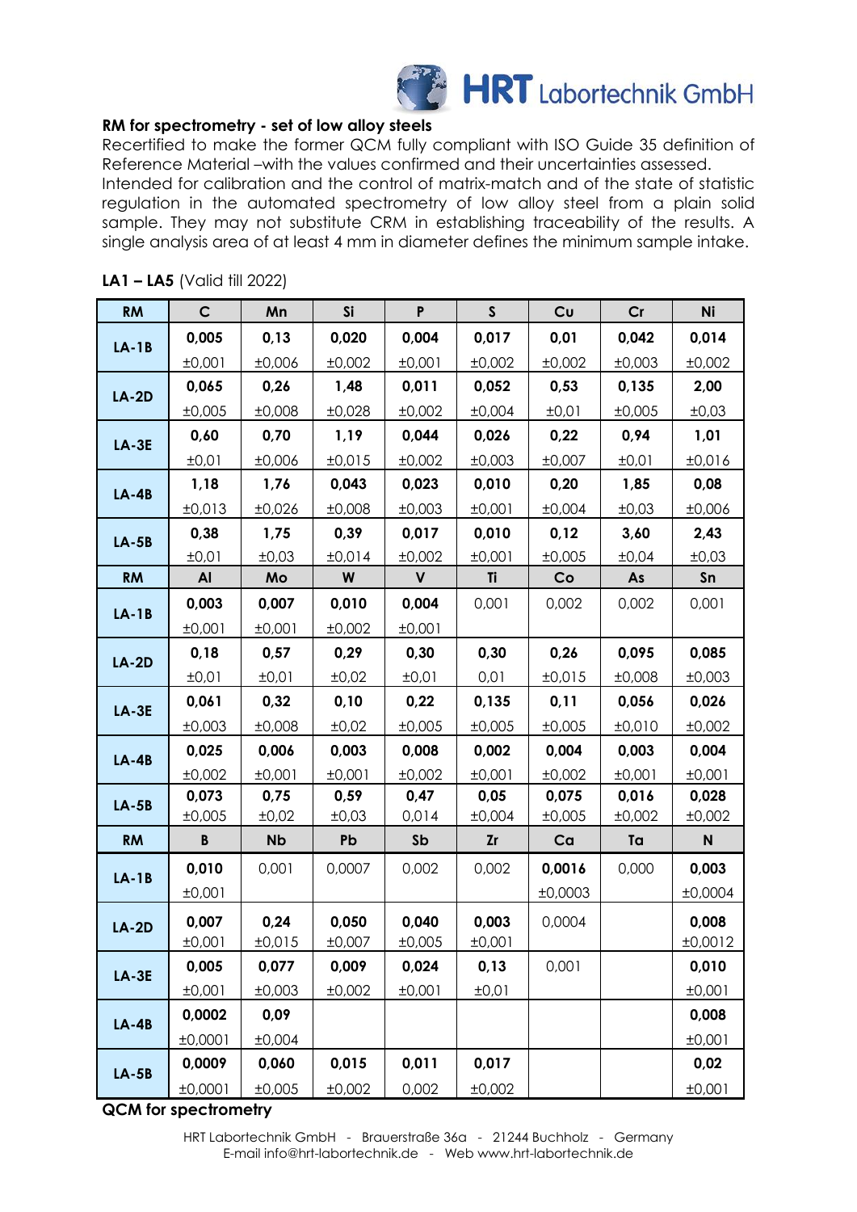**RM for spectrometry - set of low alloy steels**

Recertified to make the former QCM fully compliant with ISO Guide 35 definition of Reference Material –with the values confirmed and their uncertainties assessed.
Intended for calibration and the control of matrix-match and of the state of statistic regulation in the automated spectrometry of low alloy steel from a plain solid sample. They may not substitute CRM in establishing traceability of the results. A single analysis area of at least 4 mm in diameter defines the minimum sample intake.

**LA1 – LA5** (Valid till 2022)

| RM | C | Mn | Si | P | S | Cu | Cr | Ni |
|---|---|---|---|---|---|---|---|---|
| LA-1B | **0,005** | **0,13** | **0,020** | **0,004** | **0,017** | **0,01** | **0,042** | **0,014** |
| | ±0,001 | ±0,006 | ±0,002 | ±0,001 | ±0,002 | ±0,002 | ±0,003 | ±0,002 |
| LA-2D | **0,065** | **0,26** | **1,48** | **0,011** | **0,052** | **0,53** | **0,135** | **2,00** |
| | ±0,005 | ±0,008 | ±0,028 | ±0,002 | ±0,004 | ±0,01 | ±0,005 | ±0,03 |
| LA-3E | **0,60** | **0,70** | **1,19** | **0,044** | **0,026** | **0,22** | **0,94** | **1,01** |
| | ±0,01 | ±0,006 | ±0,015 | ±0,002 | ±0,003 | ±0,007 | ±0,01 | ±0,016 |
| LA-4B | **1,18** | **1,76** | **0,043** | **0,023** | **0,010** | **0,20** | **1,85** | **0,08** |
| | ±0,013 | ±0,026 | ±0,008 | ±0,003 | ±0,001 | ±0,004 | ±0,03 | ±0,006 |
| LA-5B | **0,38** | **1,75** | **0,39** | **0,017** | **0,010** | **0,12** | **3,60** | **2,43** |
| | ±0,01 | ±0,03 | ±0,014 | ±0,002 | ±0,001 | ±0,005 | ±0,04 | ±0,03 |
| **RM** | **Al** | **Mo** | **W** | **V** | **Ti** | **Co** | **As** | **Sn** |
| LA-1B | **0,003** | **0,007** | **0,010** | **0,004** | 0,001 | 0,002 | 0,002 | 0,001 |
| | ±0,001 | ±0,001 | ±0,002 | ±0,001 | | | | |
| LA-2D | **0,18** | **0,57** | **0,29** | **0,30** | **0,30** | **0,26** | **0,095** | **0,085** |
| | ±0,01 | ±0,01 | ±0,02 | ±0,01 | 0,01 | ±0,015 | ±0,008 | ±0,003 |
| LA-3E | **0,061** | **0,32** | **0,10** | **0,22** | **0,135** | **0,11** | **0,056** | **0,026** |
| | ±0,003 | ±0,008 | ±0,02 | ±0,005 | ±0,005 | ±0,005 | ±0,010 | ±0,002 |
| LA-4B | **0,025** | **0,006** | **0,003** | **0,008** | **0,002** | **0,004** | **0,003** | **0,004** |
| | ±0,002 | ±0,001 | ±0,001 | ±0,002 | ±0,001 | ±0,002 | ±0,001 | ±0,001 |
| LA-5B | **0,073** | **0,75** | **0,59** | **0,47** | **0,05** | **0,075** | **0,016** | **0,028** |
| | ±0,005 | ±0,02 | ±0,03 | 0,014 | ±0,004 | ±0,005 | ±0,002 | ±0,002 |
| **RM** | **B** | **Nb** | **Pb** | **Sb** | **Zr** | **Ca** | **Ta** | **N** |
| LA-1B | **0,010** | 0,001 | 0,0007 | 0,002 | 0,002 | **0,0016** | 0,000 | **0,003** |
| | ±0,001 | | | | | ±0,0003 | | ±0,0004 |
| LA-2D | **0,007** | **0,24** | **0,050** | **0,040** | **0,003** | 0,0004 | | **0,008** |
| | ±0,001 | ±0,015 | ±0,007 | ±0,005 | ±0,001 | | | ±0,0012 |
| LA-3E | **0,005** | **0,077** | **0,009** | **0,024** | **0,13** | 0,001 | | **0,010** |
| | ±0,001 | ±0,003 | ±0,002 | ±0,001 | ±0,01 | | | ±0,001 |
| LA-4B | **0,0002** | **0,09** | | | | | | **0,008** |
| | ±0,0001 | ±0,004 | | | | | | ±0,001 |
| LA-5B | **0,0009** | **0,060** | **0,015** | **0,011** | **0,017** | | | **0,02** |
| | ±0,0001 | ±0,005 | ±0,002 | 0,002 | ±0,002 | | | ±0,001 |

**QCM for spectrometry**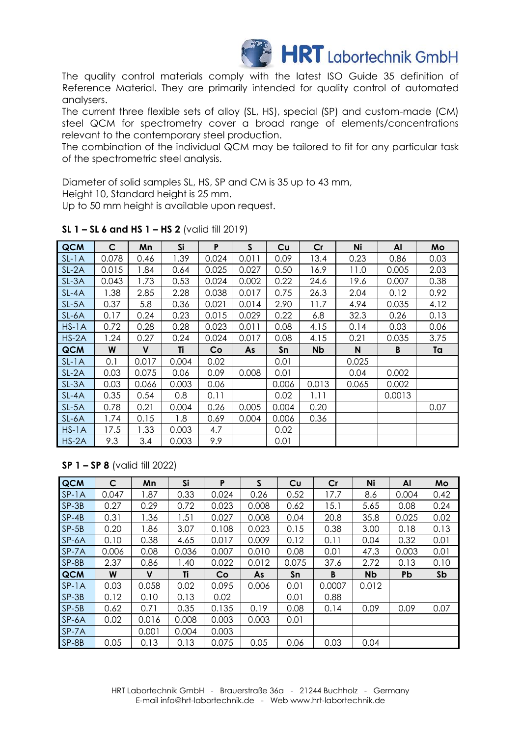The quality control materials comply with the latest ISO Guide 35 definition of Reference Material. They are primarily intended for quality control of automated analysers.

The current three flexible sets of alloy (SL, HS), special (SP) and custom-made (CM) steel QCM for spectrometry cover a broad range of elements/concentrations relevant to the contemporary steel production.

The combination of the individual QCM may be tailored to fit for any particular task of the spectrometric steel analysis.

Diameter of solid samples SL, HS, SP and CM is 35 up to 43 mm,
Height 10, Standard height is 25 mm.
Up to 50 mm height is available upon request.

**SL 1 – SL 6 and HS 1 – HS 2** (valid till 2019)

| QCM | C | Mn | Si | P | S | Cu | Cr | Ni | Al | Mo |
|---|---|---|---|---|---|---|---|---|---|---|
| SL-1A | 0.078 | 0.46 | 1.39 | 0.024 | 0.011 | 0.09 | 13.4 | 0.23 | 0.86 | 0.03 |
| SL-2A | 0.015 | 1.84 | 0.64 | 0.025 | 0.027 | 0.50 | 16.9 | 11.0 | 0.005 | 2.03 |
| SL-3A | 0.043 | 1.73 | 0.53 | 0.024 | 0.002 | 0.22 | 24.6 | 19.6 | 0.007 | 0.38 |
| SL-4A | 1.38 | 2.85 | 2.28 | 0.038 | 0.017 | 0.75 | 26.3 | 2.04 | 0.12 | 0.92 |
| SL-5A | 0.37 | 5.8 | 0.36 | 0.021 | 0.014 | 2.90 | 11.7 | 4.94 | 0.035 | 4.12 |
| SL-6A | 0.17 | 0.24 | 0.23 | 0.015 | 0.029 | 0.22 | 6.8 | 32.3 | 0.26 | 0.13 |
| HS-1A | 0.72 | 0.28 | 0.28 | 0.023 | 0.011 | 0.08 | 4.15 | 0.14 | 0.03 | 0.06 |
| HS-2A | 1.24 | 0.27 | 0.24 | 0.024 | 0.017 | 0.08 | 4.15 | 0.21 | 0.035 | 3.75 |
| **QCM** | **W** | **V** | **Ti** | **Co** | **As** | **Sn** | **Nb** | **N** | **B** | **Ta** |
| SL-1A | 0.1 | 0.017 | 0.004 | 0.02 | | 0.01 | | 0.025 | | |
| SL-2A | 0.03 | 0.075 | 0.06 | 0.09 | 0.008 | 0.01 | | 0.04 | 0.002 | |
| SL-3A | 0.03 | 0.066 | 0.003 | 0.06 | | 0.006 | 0.013 | 0.065 | 0.002 | |
| SL-4A | 0.35 | 0.54 | 0.8 | 0.11 | | 0.02 | 1.11 | | 0.0013 | |
| SL-5A | 0.78 | 0.21 | 0.004 | 0.26 | 0.005 | 0.004 | 0.20 | | | 0.07 |
| SL-6A | 1.74 | 0.15 | 1.8 | 0.69 | 0.004 | 0.006 | 0.36 | | | |
| HS-1A | 17.5 | 1.33 | 0.003 | 4.7 | | 0.02 | | | | |
| HS-2A | 9.3 | 3.4 | 0.003 | 9.9 | | 0.01 | | | | |

**SP 1 – SP 8** (valid till 2022)

| QCM | C | Mn | Si | P | S | Cu | Cr | Ni | Al | Mo |
|---|---|---|---|---|---|---|---|---|---|---|
| SP-1A | 0.047 | 1.87 | 0.33 | 0.024 | 0.26 | 0.52 | 17.7 | 8.6 | 0.004 | 0.42 |
| SP-3B | 0.27 | 0.29 | 0.72 | 0.023 | 0.008 | 0.62 | 15.1 | 5.65 | 0.08 | 0.24 |
| SP-4B | 0.31 | 1.36 | 1.51 | 0.027 | 0.008 | 0.04 | 20.8 | 35.8 | 0.025 | 0.02 |
| SP-5B | 0.20 | 1.86 | 3.07 | 0.108 | 0.023 | 0.15 | 0.38 | 3.00 | 0.18 | 0.13 |
| SP-6A | 0.10 | 0.38 | 4.65 | 0.017 | 0.009 | 0.12 | 0.11 | 0.04 | 0.32 | 0.01 |
| SP-7A | 0.006 | 0.08 | 0.036 | 0.007 | 0.010 | 0.08 | 0.01 | 47.3 | 0.003 | 0.01 |
| SP-8B | 2.37 | 0.86 | 1.40 | 0.022 | 0.012 | 0.075 | 37.6 | 2.72 | 0.13 | 0.10 |
| **QCM** | **W** | **V** | **Ti** | **Co** | **As** | **Sn** | **B** | **Nb** | **Pb** | **Sb** |
| SP-1A | 0.03 | 0.058 | 0.02 | 0.095 | 0.006 | 0.01 | 0.0007 | 0.012 | | |
| SP-3B | 0.12 | 0.10 | 0.13 | 0.02 | | 0.01 | 0.88 | | | |
| SP-5B | 0.62 | 0.71 | 0.35 | 0.135 | 0.19 | 0.08 | 0.14 | 0.09 | 0.09 | 0.07 |
| SP-6A | 0.02 | 0.016 | 0.008 | 0.003 | 0.003 | 0.01 | | | | |
| SP-7A | | 0.001 | 0.004 | 0.003 | | | | | | |
| SP-8B | 0.05 | 0.13 | 0.13 | 0.075 | 0.05 | 0.06 | 0.03 | 0.04 | | |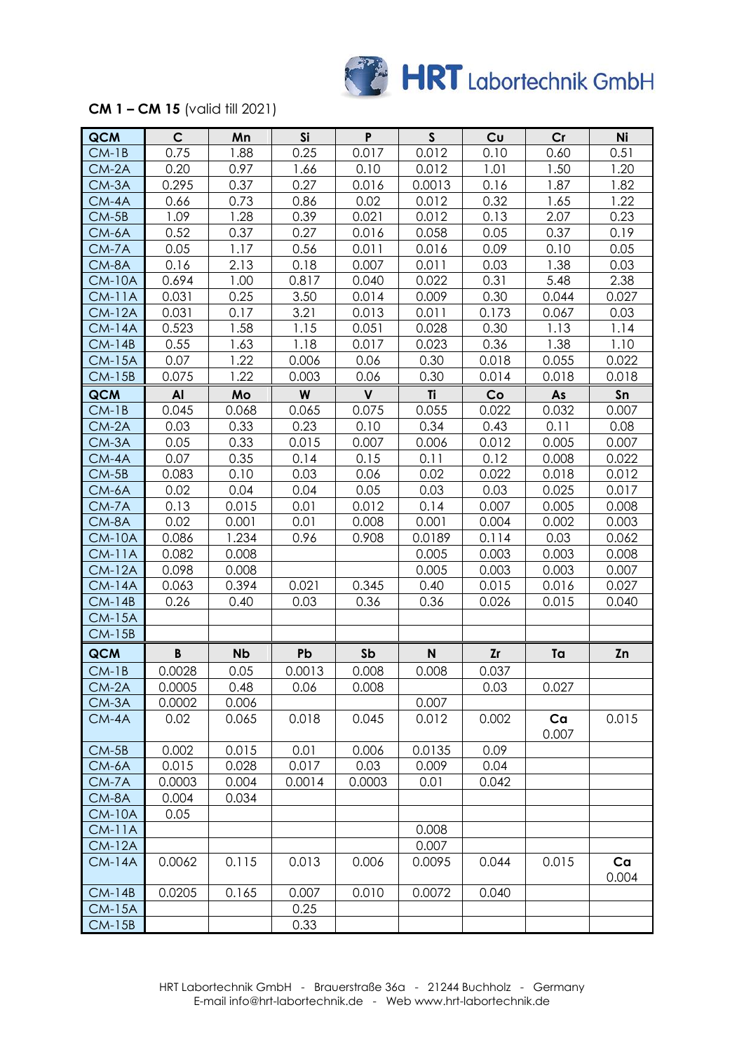**CM 1 – CM 15** (valid till 2021)

| QCM | C | Mn | Si | P | S | Cu | Cr | Ni |
|---|---|---|---|---|---|---|---|---|
| CM-1B | 0.75 | 1.88 | 0.25 | 0.017 | 0.012 | 0.10 | 0.60 | 0.51 |
| CM-2A | 0.20 | 0.97 | 1.66 | 0.10 | 0.012 | 1.01 | 1.50 | 1.20 |
| CM-3A | 0.295 | 0.37 | 0.27 | 0.016 | 0.0013 | 0.16 | 1.87 | 1.82 |
| CM-4A | 0.66 | 0.73 | 0.86 | 0.02 | 0.012 | 0.32 | 1.65 | 1.22 |
| CM-5B | 1.09 | 1.28 | 0.39 | 0.021 | 0.012 | 0.13 | 2.07 | 0.23 |
| CM-6A | 0.52 | 0.37 | 0.27 | 0.016 | 0.058 | 0.05 | 0.37 | 0.19 |
| CM-7A | 0.05 | 1.17 | 0.56 | 0.011 | 0.016 | 0.09 | 0.10 | 0.05 |
| CM-8A | 0.16 | 2.13 | 0.18 | 0.007 | 0.011 | 0.03 | 1.38 | 0.03 |
| CM-10A | 0.694 | 1.00 | 0.817 | 0.040 | 0.022 | 0.31 | 5.48 | 2.38 |
| CM-11A | 0.031 | 0.25 | 3.50 | 0.014 | 0.009 | 0.30 | 0.044 | 0.027 |
| CM-12A | 0.031 | 0.17 | 3.21 | 0.013 | 0.011 | 0.173 | 0.067 | 0.03 |
| CM-14A | 0.523 | 1.58 | 1.15 | 0.051 | 0.028 | 0.30 | 1.13 | 1.14 |
| CM-14B | 0.55 | 1.63 | 1.18 | 0.017 | 0.023 | 0.36 | 1.38 | 1.10 |
| CM-15A | 0.07 | 1.22 | 0.006 | 0.06 | 0.30 | 0.018 | 0.055 | 0.022 |
| CM-15B | 0.075 | 1.22 | 0.003 | 0.06 | 0.30 | 0.014 | 0.018 | 0.018 |
| **QCM** | **Al** | **Mo** | **W** | **V** | **Ti** | **Co** | **As** | **Sn** |
| CM-1B | 0.045 | 0.068 | 0.065 | 0.075 | 0.055 | 0.022 | 0.032 | 0.007 |
| CM-2A | 0.03 | 0.33 | 0.23 | 0.10 | 0.34 | 0.43 | 0.11 | 0.08 |
| CM-3A | 0.05 | 0.33 | 0.015 | 0.007 | 0.006 | 0.012 | 0.005 | 0.007 |
| CM-4A | 0.07 | 0.35 | 0.14 | 0.15 | 0.11 | 0.12 | 0.008 | 0.022 |
| CM-5B | 0.083 | 0.10 | 0.03 | 0.06 | 0.02 | 0.022 | 0.018 | 0.012 |
| CM-6A | 0.02 | 0.04 | 0.04 | 0.05 | 0.03 | 0.03 | 0.025 | 0.017 |
| CM-7A | 0.13 | 0.015 | 0.01 | 0.012 | 0.14 | 0.007 | 0.005 | 0.008 |
| CM-8A | 0.02 | 0.001 | 0.01 | 0.008 | 0.001 | 0.004 | 0.002 | 0.003 |
| CM-10A | 0.086 | 1.234 | 0.96 | 0.908 | 0.0189 | 0.114 | 0.03 | 0.062 |
| CM-11A | 0.082 | 0.008 | | | 0.005 | 0.003 | 0.003 | 0.008 |
| CM-12A | 0.098 | 0.008 | | | 0.005 | 0.003 | 0.003 | 0.007 |
| CM-14A | 0.063 | 0.394 | 0.021 | 0.345 | 0.40 | 0.015 | 0.016 | 0.027 |
| CM-14B | 0.26 | 0.40 | 0.03 | 0.36 | 0.36 | 0.026 | 0.015 | 0.040 |
| CM-15A | | | | | | | | |
| CM-15B | | | | | | | | |
| **QCM** | **B** | **Nb** | **Pb** | **Sb** | **N** | **Zr** | **Ta** | **Zn** |
| CM-1B | 0.0028 | 0.05 | 0.0013 | 0.008 | 0.008 | 0.037 | | |
| CM-2A | 0.0005 | 0.48 | 0.06 | 0.008 | | 0.03 | 0.027 | |
| CM-3A | 0.0002 | 0.006 | | | 0.007 | | | |
| CM-4A | 0.02 | 0.065 | 0.018 | 0.045 | 0.012 | 0.002 | **Ca** 0.007 | 0.015 |
| CM-5B | 0.002 | 0.015 | 0.01 | 0.006 | 0.0135 | 0.09 | | |
| CM-6A | 0.015 | 0.028 | 0.017 | 0.03 | 0.009 | 0.04 | | |
| CM-7A | 0.0003 | 0.004 | 0.0014 | 0.0003 | 0.01 | 0.042 | | |
| CM-8A | 0.004 | 0.034 | | | | | | |
| CM-10A | 0.05 | | | | | | | |
| CM-11A | | | | | 0.008 | | | |
| CM-12A | | | | | 0.007 | | | |
| CM-14A | 0.0062 | 0.115 | 0.013 | 0.006 | 0.0095 | 0.044 | 0.015 | **Ca** 0.004 |
| CM-14B | 0.0205 | 0.165 | 0.007 | 0.010 | 0.0072 | 0.040 | | |
| CM-15A | | | 0.25 | | | | | |
| CM-15B | | | 0.33 | | | | | |